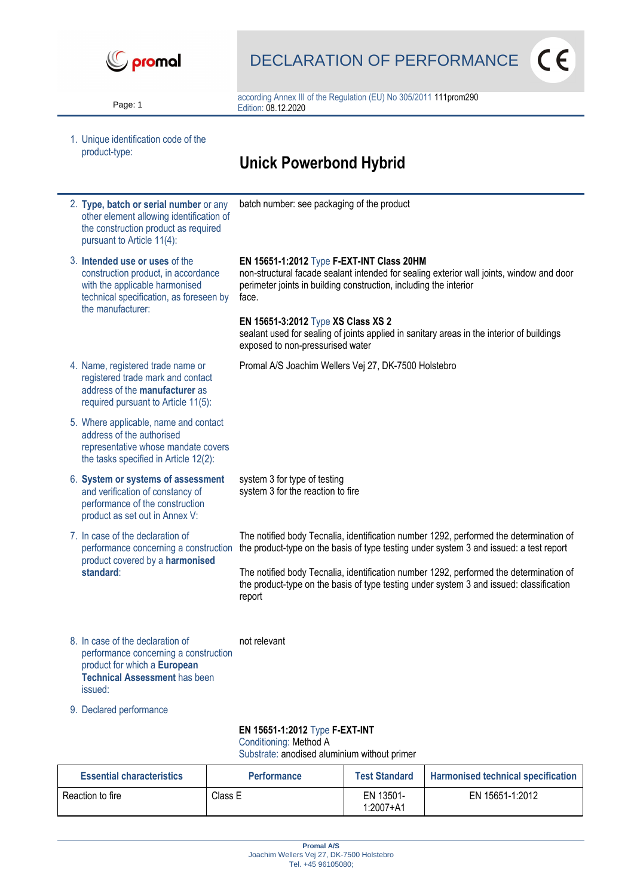# DECLARATION OF PERFORMANCE

according Annex III of the Regulation (EU) No 305/2011 111prom290
Edition: 08.12.2020

1. Unique identification code of the product-type:

## Unick Powerbond Hybrid

2. **Type, batch or serial number** or any other element allowing identification of the construction product as required pursuant to Article 11(4):

   batch number: see packaging of the product

3. **Intended use or uses** of the construction product, in accordance with the applicable harmonised technical specification, as foreseen by the manufacturer:

   **EN 15651-1:2012** Type **F-EXT-INT Class 20HM**
   non-structural facade sealant intended for sealing exterior wall joints, window and door perimeter joints in building construction, including the interior face.

   **EN 15651-3:2012** Type **XS Class XS 2**
   sealant used for sealing of joints applied in sanitary areas in the interior of buildings exposed to non-pressurised water

4. Name, registered trade name or registered trade mark and contact address of the **manufacturer** as required pursuant to Article 11(5):

   Promal A/S Joachim Wellers Vej 27, DK-7500 Holstebro

5. Where applicable, name and contact address of the authorised representative whose mandate covers the tasks specified in Article 12(2):

6. **System or systems of assessment** and verification of constancy of performance of the construction product as set out in Annex V:

   system 3 for type of testing
   system 3 for the reaction to fire

7. In case of the declaration of performance concerning a construction product covered by a **harmonised standard**:

   The notified body Tecnalia, identification number 1292, performed the determination of the product-type on the basis of type testing under system 3 and issued: a test report

   The notified body Tecnalia, identification number 1292, performed the determination of the product-type on the basis of type testing under system 3 and issued: classification report

8. In case of the declaration of performance concerning a construction product for which a **European Technical Assessment** has been issued:

   not relevant

9. Declared performance

**EN 15651-1:2012** Type **F-EXT-INT**
Conditioning: Method A
Substrate: anodised aluminium without primer

| Essential characteristics | Performance | Test Standard | Harmonised technical specification |
|---|---|---|---|
| Reaction to fire | Class E | EN 13501-1:2007+A1 | EN 15651-1:2012 |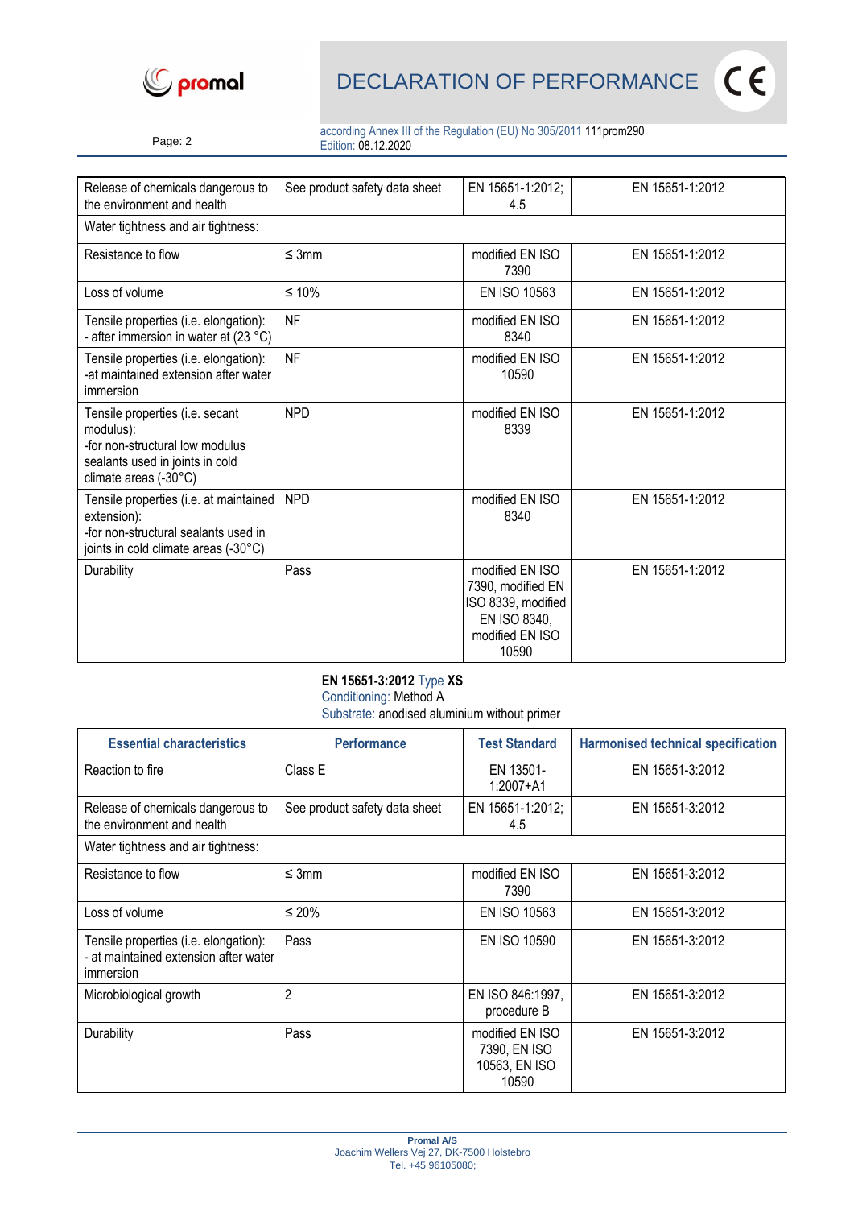| Release of chemicals dangerous to the environment and health | See product safety data sheet | EN 15651-1:2012; 4.5 | EN 15651-1:2012 |
|---|---|---|---|
| Water tightness and air tightness: | | | |
| Resistance to flow | ≤ 3mm | modified EN ISO 7390 | EN 15651-1:2012 |
| Loss of volume | ≤ 10% | EN ISO 10563 | EN 15651-1:2012 |
| Tensile properties (i.e. elongation): - after immersion in water at (23 °C) | NF | modified EN ISO 8340 | EN 15651-1:2012 |
| Tensile properties (i.e. elongation): -at maintained extension after water immersion | NF | modified EN ISO 10590 | EN 15651-1:2012 |
| Tensile properties (i.e. secant modulus): -for non-structural low modulus sealants used in joints in cold climate areas (-30°C) | NPD | modified EN ISO 8339 | EN 15651-1:2012 |
| Tensile properties (i.e. at maintained extension): -for non-structural sealants used in joints in cold climate areas (-30°C) | NPD | modified EN ISO 8340 | EN 15651-1:2012 |
| Durability | Pass | modified EN ISO 7390, modified EN ISO 8339, modified EN ISO 8340, modified EN ISO 10590 | EN 15651-1:2012 |

**EN 15651-3:2012** Type **XS**
Conditioning: Method A
Substrate: anodised aluminium without primer

| Essential characteristics | Performance | Test Standard | Harmonised technical specification |
|---|---|---|---|
| Reaction to fire | Class E | EN 13501-1:2007+A1 | EN 15651-3:2012 |
| Release of chemicals dangerous to the environment and health | See product safety data sheet | EN 15651-1:2012; 4.5 | EN 15651-3:2012 |
| Water tightness and air tightness: | | | |
| Resistance to flow | ≤ 3mm | modified EN ISO 7390 | EN 15651-3:2012 |
| Loss of volume | ≤ 20% | EN ISO 10563 | EN 15651-3:2012 |
| Tensile properties (i.e. elongation): - at maintained extension after water immersion | Pass | EN ISO 10590 | EN 15651-3:2012 |
| Microbiological growth | 2 | EN ISO 846:1997, procedure B | EN 15651-3:2012 |
| Durability | Pass | modified EN ISO 7390, EN ISO 10563, EN ISO 10590 | EN 15651-3:2012 |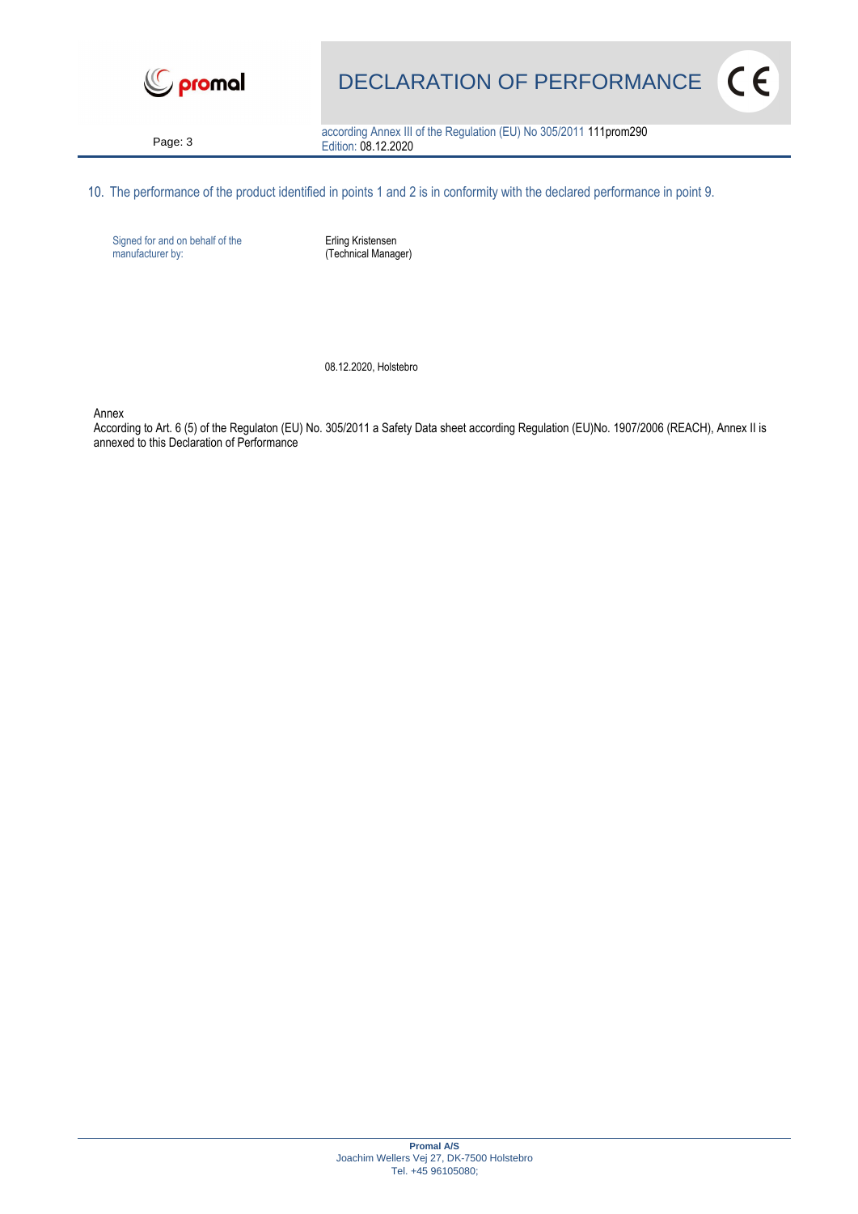10. The performance of the product identified in points 1 and 2 is in conformity with the declared performance in point 9.

| | |
|---|---|
| Signed for and on behalf of the manufacturer by: | Erling Kristensen (Technical Manager) |

08.12.2020, Holstebro

Annex

According to Art. 6 (5) of the Regulaton (EU) No. 305/2011 a Safety Data sheet according Regulation (EU)No. 1907/2006 (REACH), Annex II is annexed to this Declaration of Performance